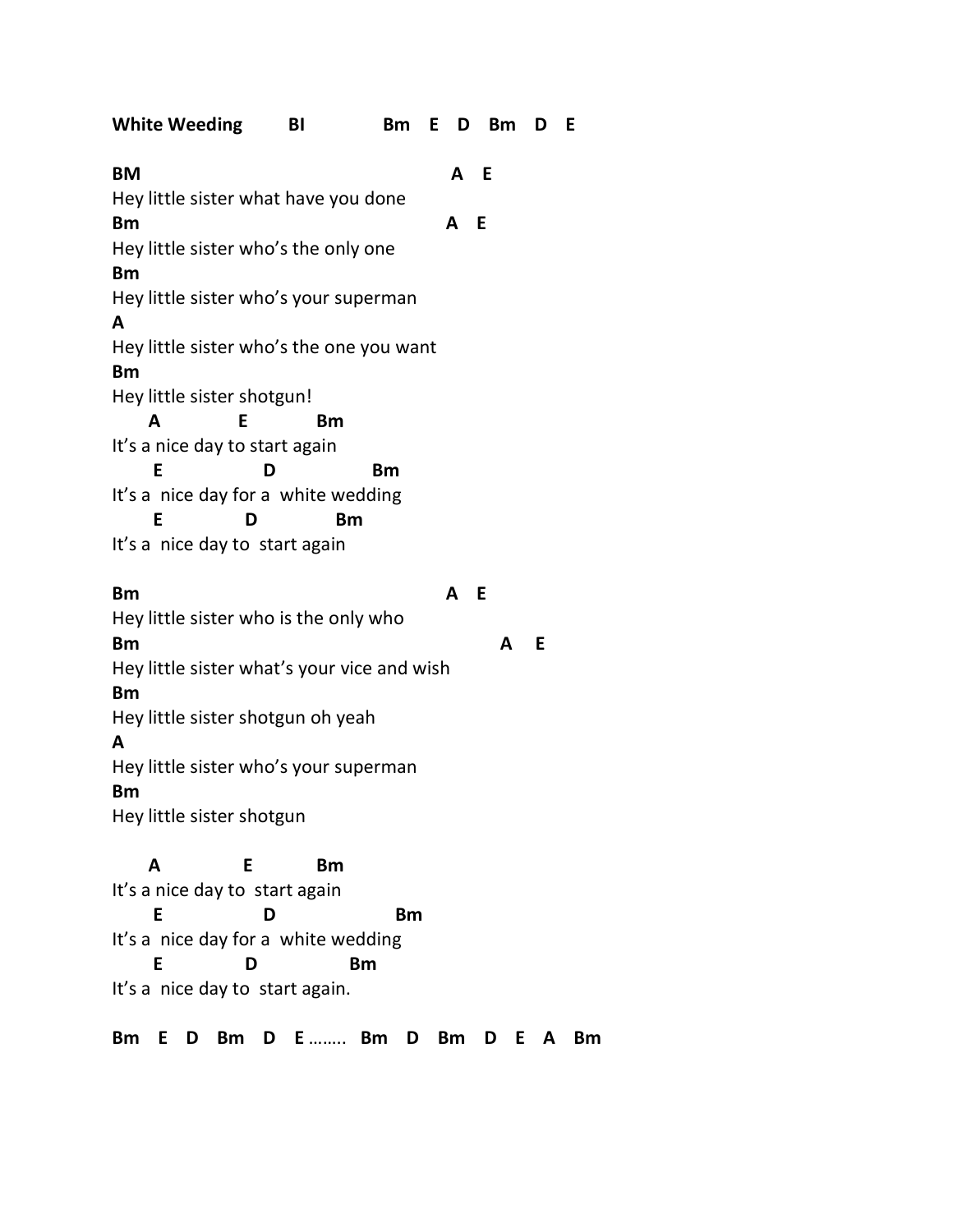**White Weeding** **BI** **Bm E D Bm D E**

```
BM                                          A   E
Hey little sister what have you done
Bm                                         A   E
Hey little sister who's the only one
Bm
Hey little sister who's your superman
A
Hey little sister who's the one you want
Bm
Hey little sister shotgun!
     A          E          Bm
It's a nice day to start again
      E              D                Bm
It's a  nice day for a  white wedding
      E            D            Bm
It's a  nice day to  start again

Bm                                         A   E
Hey little sister who is the only who
Bm                                                A    E
Hey little sister what's your vice and wish
Bm
Hey little sister shotgun oh yeah
A
Hey little sister who's your superman
Bm
Hey little sister shotgun

     A             E          Bm
It's a nice day to  start again
      E              D                 Bm
It's a  nice day for a  white wedding
      E            D             Bm
It's a  nice day to  start again.
```

**Bm E D Bm D E** …….. **Bm D Bm D E A Bm**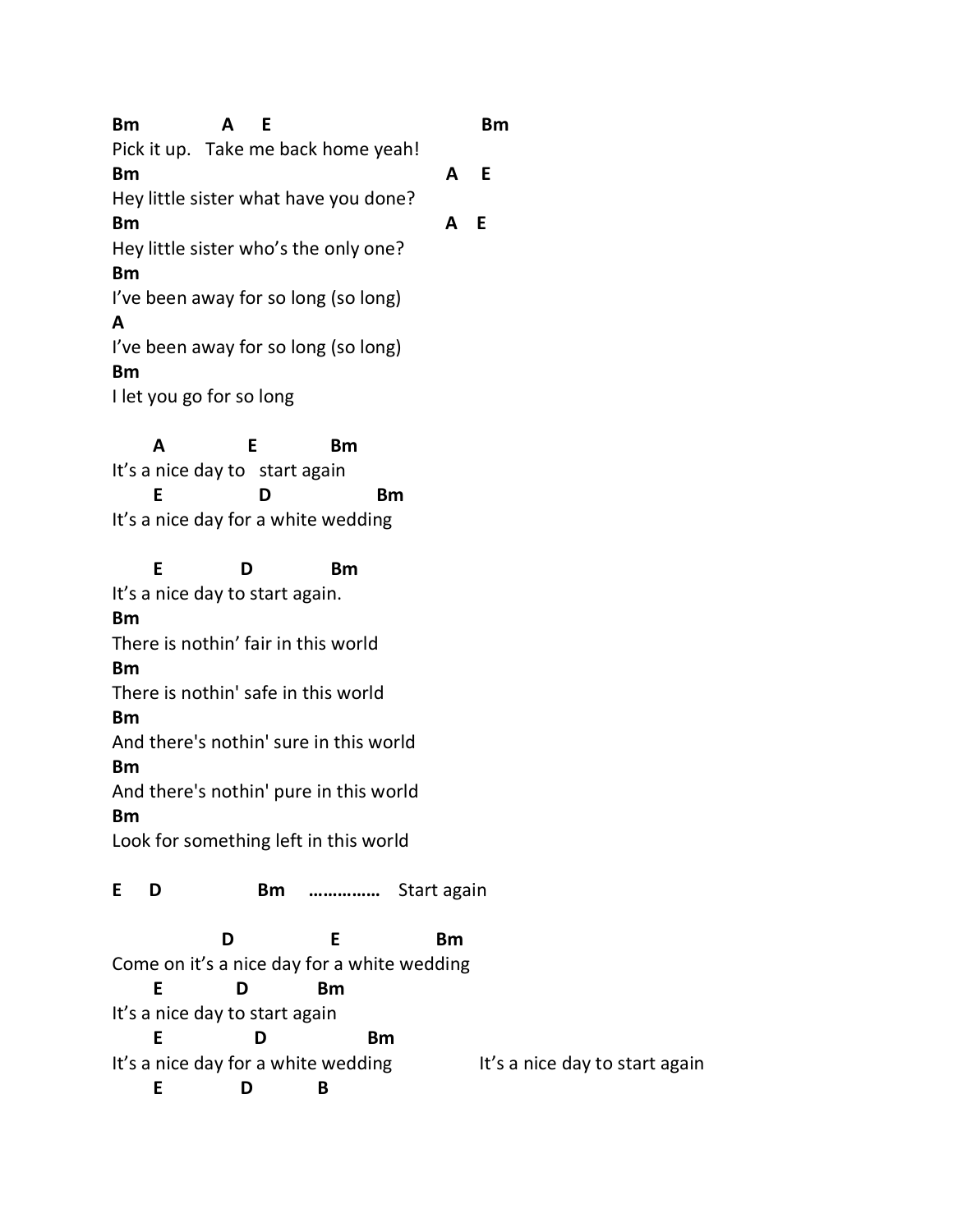```
Bm              A     E                                   Bm
Pick it up.   Take me back home yeah!
Bm                                          A    E
Hey little sister what have you done?
Bm                                          A    E
Hey little sister who's the only one?
Bm
I've been away for so long (so long)
A
I've been away for so long (so long)
Bm
I let you go for so long

      A            E            Bm
It's a nice day to   start again
      E             D                Bm
It's a nice day for a white wedding

      E           D             Bm
It's a nice day to start again.
Bm
There is nothin' fair in this world
Bm
There is nothin' safe in this world
Bm
And there's nothin' sure in this world
Bm
And there's nothin' pure in this world
Bm
Look for something left in this world

E    D               Bm    ……………   Start again

                D               E               Bm
Come on it's a nice day for a white wedding
      E          D           Bm
It's a nice day to start again
      E             D                Bm
It's a nice day for a white wedding                It's a nice day to start again
      E           D          B
```